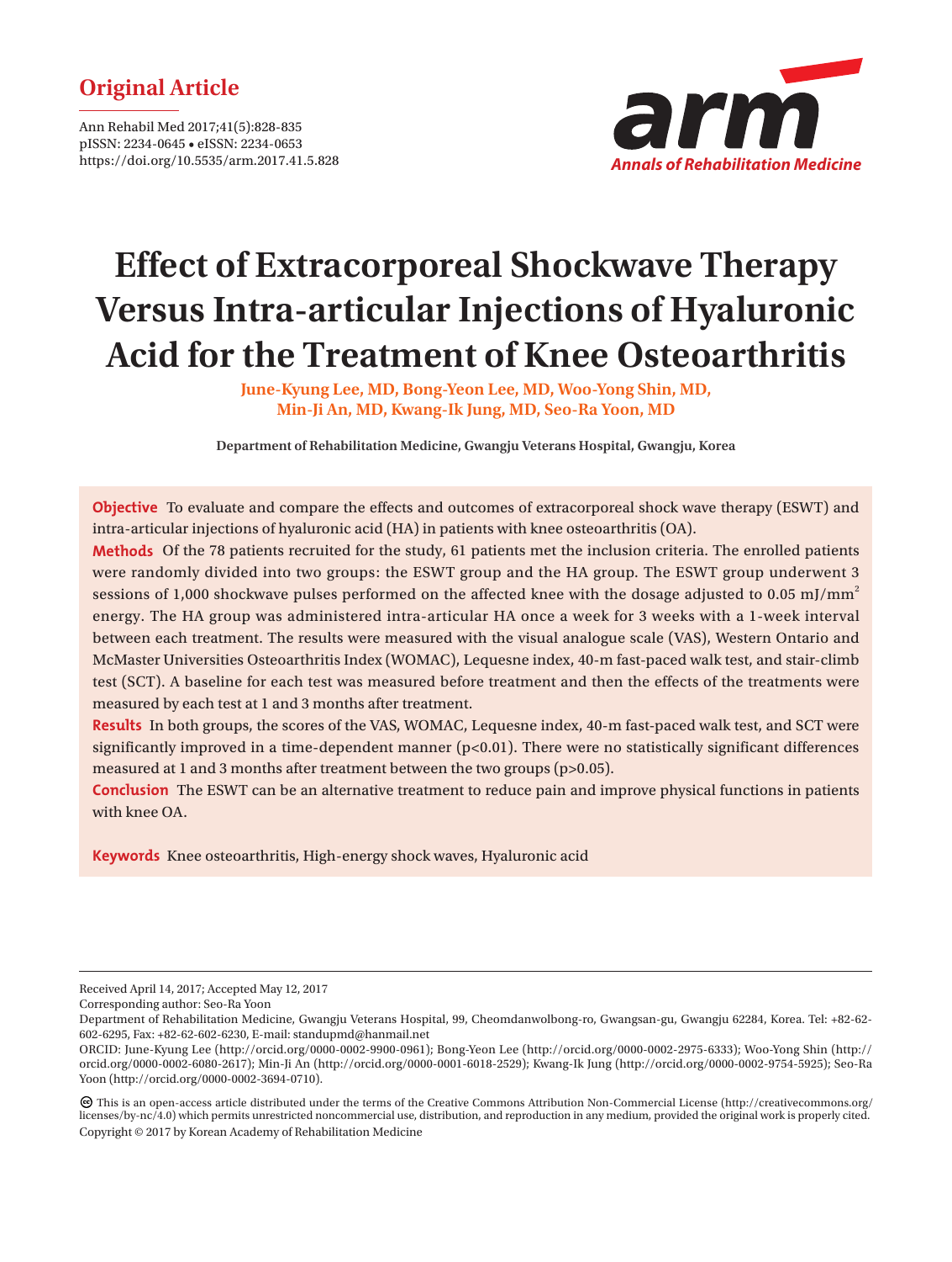Original Article

Ann Rehabil Med 2017;41(5):828-835
pISSN: 2234-0645 • eISSN: 2234-0653
https://doi.org/10.5535/arm.2017.41.5.828

# Effect of Extracorporeal Shockwave Therapy Versus Intra-articular Injections of Hyaluronic Acid for the Treatment of Knee Osteoarthritis

**June-Kyung Lee, MD, Bong-Yeon Lee, MD, Woo-Yong Shin, MD, Min-Ji An, MD, Kwang-Ik Jung, MD, Seo-Ra Yoon, MD**

**Department of Rehabilitation Medicine, Gwangju Veterans Hospital, Gwangju, Korea**

**Objective** To evaluate and compare the effects and outcomes of extracorporeal shock wave therapy (ESWT) and intra-articular injections of hyaluronic acid (HA) in patients with knee osteoarthritis (OA).

**Methods** Of the 78 patients recruited for the study, 61 patients met the inclusion criteria. The enrolled patients were randomly divided into two groups: the ESWT group and the HA group. The ESWT group underwent 3 sessions of 1,000 shockwave pulses performed on the affected knee with the dosage adjusted to 0.05 mJ/mm$^2$ energy. The HA group was administered intra-articular HA once a week for 3 weeks with a 1-week interval between each treatment. The results were measured with the visual analogue scale (VAS), Western Ontario and McMaster Universities Osteoarthritis Index (WOMAC), Lequesne index, 40-m fast-paced walk test, and stair-climb test (SCT). A baseline for each test was measured before treatment and then the effects of the treatments were measured by each test at 1 and 3 months after treatment.

**Results** In both groups, the scores of the VAS, WOMAC, Lequesne index, 40-m fast-paced walk test, and SCT were significantly improved in a time-dependent manner ($p<0.01$). There were no statistically significant differences measured at 1 and 3 months after treatment between the two groups ($p>0.05$).

**Conclusion** The ESWT can be an alternative treatment to reduce pain and improve physical functions in patients with knee OA.

**Keywords** Knee osteoarthritis, High-energy shock waves, Hyaluronic acid

---

Received April 14, 2017; Accepted May 12, 2017

Corresponding author: Seo-Ra Yoon

Department of Rehabilitation Medicine, Gwangju Veterans Hospital, 99, Cheomdanwolbong-ro, Gwangsan-gu, Gwangju 62284, Korea. Tel: +82-62-602-6295, Fax: +82-62-602-6230, E-mail: standupmd@hanmail.net

ORCID: June-Kyung Lee (http://orcid.org/0000-0002-9900-0961); Bong-Yeon Lee (http://orcid.org/0000-0002-2975-6333); Woo-Yong Shin (http://orcid.org/0000-0002-6080-2617); Min-Ji An (http://orcid.org/0000-0001-6018-2529); Kwang-Ik Jung (http://orcid.org/0000-0002-9754-5925); Seo-Ra Yoon (http://orcid.org/0000-0002-3694-0710).

This is an open-access article distributed under the terms of the Creative Commons Attribution Non-Commercial License (http://creativecommons.org/licenses/by-nc/4.0) which permits unrestricted noncommercial use, distribution, and reproduction in any medium, provided the original work is properly cited.

Copyright © 2017 by Korean Academy of Rehabilitation Medicine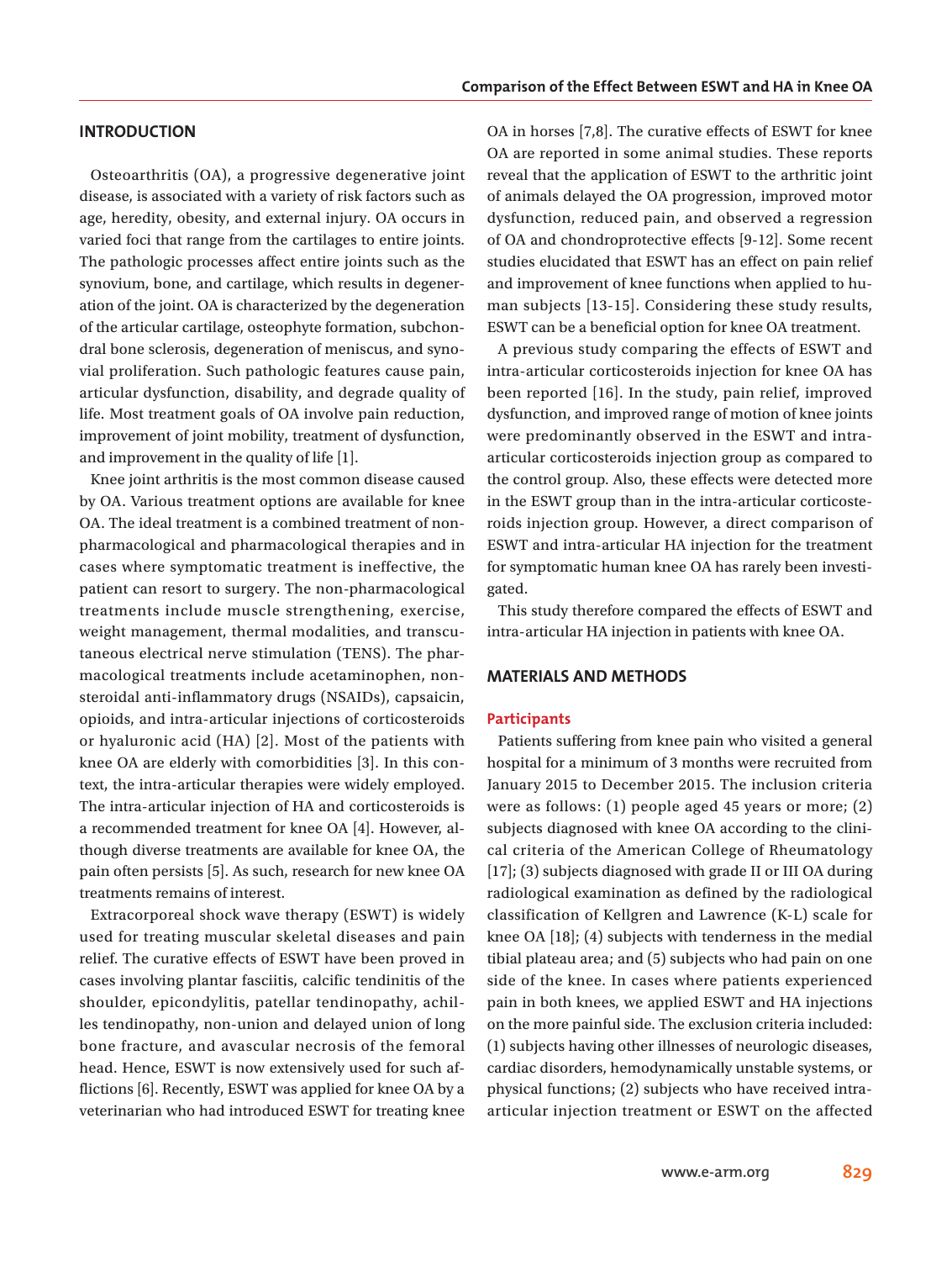## INTRODUCTION

Osteoarthritis (OA), a progressive degenerative joint disease, is associated with a variety of risk factors such as age, heredity, obesity, and external injury. OA occurs in varied foci that range from the cartilages to entire joints. The pathologic processes affect entire joints such as the synovium, bone, and cartilage, which results in degeneration of the joint. OA is characterized by the degeneration of the articular cartilage, osteophyte formation, subchondral bone sclerosis, degeneration of meniscus, and synovial proliferation. Such pathologic features cause pain, articular dysfunction, disability, and degrade quality of life. Most treatment goals of OA involve pain reduction, improvement of joint mobility, treatment of dysfunction, and improvement in the quality of life [1].

Knee joint arthritis is the most common disease caused by OA. Various treatment options are available for knee OA. The ideal treatment is a combined treatment of non-pharmacological and pharmacological therapies and in cases where symptomatic treatment is ineffective, the patient can resort to surgery. The non-pharmacological treatments include muscle strengthening, exercise, weight management, thermal modalities, and transcutaneous electrical nerve stimulation (TENS). The pharmacological treatments include acetaminophen, non-steroidal anti-inflammatory drugs (NSAIDs), capsaicin, opioids, and intra-articular injections of corticosteroids or hyaluronic acid (HA) [2]. Most of the patients with knee OA are elderly with comorbidities [3]. In this context, the intra-articular therapies were widely employed. The intra-articular injection of HA and corticosteroids is a recommended treatment for knee OA [4]. However, although diverse treatments are available for knee OA, the pain often persists [5]. As such, research for new knee OA treatments remains of interest.

Extracorporeal shock wave therapy (ESWT) is widely used for treating muscular skeletal diseases and pain relief. The curative effects of ESWT have been proved in cases involving plantar fasciitis, calcific tendinitis of the shoulder, epicondylitis, patellar tendinopathy, achilles tendinopathy, non-union and delayed union of long bone fracture, and avascular necrosis of the femoral head. Hence, ESWT is now extensively used for such afflictions [6]. Recently, ESWT was applied for knee OA by a veterinarian who had introduced ESWT for treating knee OA in horses [7,8]. The curative effects of ESWT for knee OA are reported in some animal studies. These reports reveal that the application of ESWT to the arthritic joint of animals delayed the OA progression, improved motor dysfunction, reduced pain, and observed a regression of OA and chondroprotective effects [9-12]. Some recent studies elucidated that ESWT has an effect on pain relief and improvement of knee functions when applied to human subjects [13-15]. Considering these study results, ESWT can be a beneficial option for knee OA treatment.

A previous study comparing the effects of ESWT and intra-articular corticosteroids injection for knee OA has been reported [16]. In the study, pain relief, improved dysfunction, and improved range of motion of knee joints were predominantly observed in the ESWT and intra-articular corticosteroids injection group as compared to the control group. Also, these effects were detected more in the ESWT group than in the intra-articular corticosteroids injection group. However, a direct comparison of ESWT and intra-articular HA injection for the treatment for symptomatic human knee OA has rarely been investigated.

This study therefore compared the effects of ESWT and intra-articular HA injection in patients with knee OA.

## MATERIALS AND METHODS

### Participants

Patients suffering from knee pain who visited a general hospital for a minimum of 3 months were recruited from January 2015 to December 2015. The inclusion criteria were as follows: (1) people aged 45 years or more; (2) subjects diagnosed with knee OA according to the clinical criteria of the American College of Rheumatology [17]; (3) subjects diagnosed with grade II or III OA during radiological examination as defined by the radiological classification of Kellgren and Lawrence (K-L) scale for knee OA [18]; (4) subjects with tenderness in the medial tibial plateau area; and (5) subjects who had pain on one side of the knee. In cases where patients experienced pain in both knees, we applied ESWT and HA injections on the more painful side. The exclusion criteria included: (1) subjects having other illnesses of neurologic diseases, cardiac disorders, hemodynamically unstable systems, or physical functions; (2) subjects who have received intra-articular injection treatment or ESWT on the affected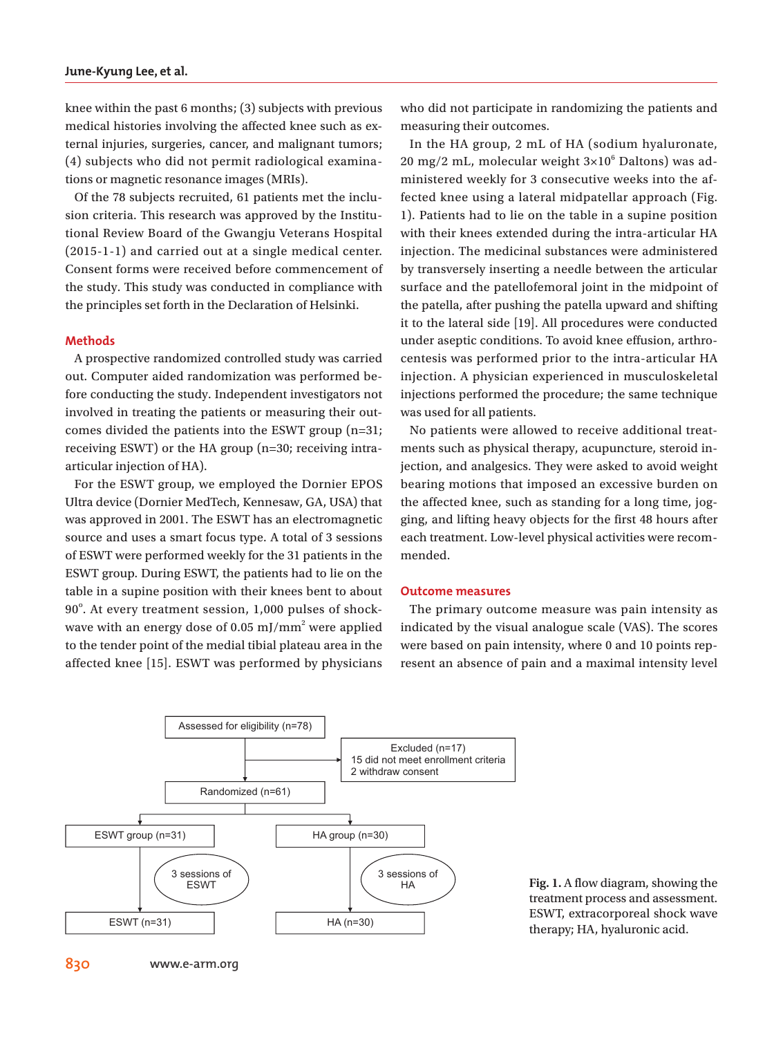knee within the past 6 months; (3) subjects with previous medical histories involving the affected knee such as external injuries, surgeries, cancer, and malignant tumors; (4) subjects who did not permit radiological examinations or magnetic resonance images (MRIs).

Of the 78 subjects recruited, 61 patients met the inclusion criteria. This research was approved by the Institutional Review Board of the Gwangju Veterans Hospital (2015-1-1) and carried out at a single medical center. Consent forms were received before commencement of the study. This study was conducted in compliance with the principles set forth in the Declaration of Helsinki.

## Methods

A prospective randomized controlled study was carried out. Computer aided randomization was performed before conducting the study. Independent investigators not involved in treating the patients or measuring their outcomes divided the patients into the ESWT group (n=31; receiving ESWT) or the HA group (n=30; receiving intra-articular injection of HA).

For the ESWT group, we employed the Dornier EPOS Ultra device (Dornier MedTech, Kennesaw, GA, USA) that was approved in 2001. The ESWT has an electromagnetic source and uses a smart focus type. A total of 3 sessions of ESWT were performed weekly for the 31 patients in the ESWT group. During ESWT, the patients had to lie on the table in a supine position with their knees bent to about 90°. At every treatment session, 1,000 pulses of shockwave with an energy dose of 0.05 mJ/mm$^2$ were applied to the tender point of the medial tibial plateau area in the affected knee [15]. ESWT was performed by physicians who did not participate in randomizing the patients and measuring their outcomes.

In the HA group, 2 mL of HA (sodium hyaluronate, 20 mg/2 mL, molecular weight 3×10$^6$ Daltons) was administered weekly for 3 consecutive weeks into the affected knee using a lateral midpatellar approach (Fig. 1). Patients had to lie on the table in a supine position with their knees extended during the intra-articular HA injection. The medicinal substances were administered by transversely inserting a needle between the articular surface and the patellofemoral joint in the midpoint of the patella, after pushing the patella upward and shifting it to the lateral side [19]. All procedures were conducted under aseptic conditions. To avoid knee effusion, arthrocentesis was performed prior to the intra-articular HA injection. A physician experienced in musculoskeletal injections performed the procedure; the same technique was used for all patients.

No patients were allowed to receive additional treatments such as physical therapy, acupuncture, steroid injection, and analgesics. They were asked to avoid weight bearing motions that imposed an excessive burden on the affected knee, such as standing for a long time, jogging, and lifting heavy objects for the first 48 hours after each treatment. Low-level physical activities were recommended.

## Outcome measures

The primary outcome measure was pain intensity as indicated by the visual analogue scale (VAS). The scores were based on pain intensity, where 0 and 10 points represent an absence of pain and a maximal intensity level

Assessed for eligibility (n=78)
→ Excluded (n=17): 15 did not meet enrollment criteria; 2 withdraw consent
Randomized (n=61)
ESWT group (n=31) → 3 sessions of ESWT → ESWT (n=31)
HA group (n=30) → 3 sessions of HA → HA (n=30)

**Fig. 1.** A flow diagram, showing the treatment process and assessment. ESWT, extracorporeal shock wave therapy; HA, hyaluronic acid.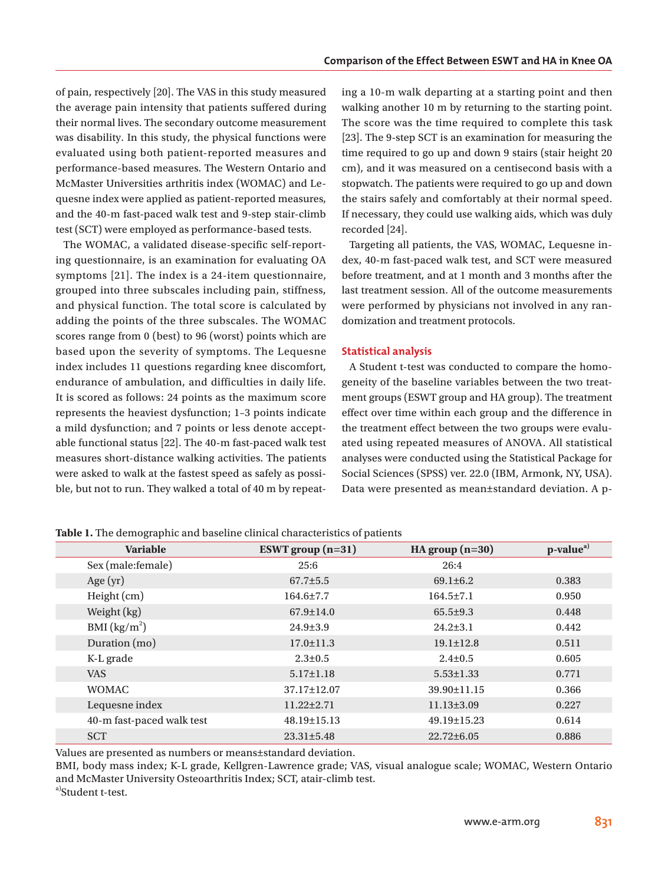of pain, respectively [20]. The VAS in this study measured the average pain intensity that patients suffered during their normal lives. The secondary outcome measurement was disability. In this study, the physical functions were evaluated using both patient-reported measures and performance-based measures. The Western Ontario and McMaster Universities arthritis index (WOMAC) and Lequesne index were applied as patient-reported measures, and the 40-m fast-paced walk test and 9-step stair-climb test (SCT) were employed as performance-based tests.

The WOMAC, a validated disease-specific self-reporting questionnaire, is an examination for evaluating OA symptoms [21]. The index is a 24-item questionnaire, grouped into three subscales including pain, stiffness, and physical function. The total score is calculated by adding the points of the three subscales. The WOMAC scores range from 0 (best) to 96 (worst) points which are based upon the severity of symptoms. The Lequesne index includes 11 questions regarding knee discomfort, endurance of ambulation, and difficulties in daily life. It is scored as follows: 24 points as the maximum score represents the heaviest dysfunction; 1–3 points indicate a mild dysfunction; and 7 points or less denote acceptable functional status [22]. The 40-m fast-paced walk test measures short-distance walking activities. The patients were asked to walk at the fastest speed as safely as possible, but not to run. They walked a total of 40 m by repeating a 10-m walk departing at a starting point and then walking another 10 m by returning to the starting point. The score was the time required to complete this task [23]. The 9-step SCT is an examination for measuring the time required to go up and down 9 stairs (stair height 20 cm), and it was measured on a centisecond basis with a stopwatch. The patients were required to go up and down the stairs safely and comfortably at their normal speed. If necessary, they could use walking aids, which was duly recorded [24].

Targeting all patients, the VAS, WOMAC, Lequesne index, 40-m fast-paced walk test, and SCT were measured before treatment, and at 1 month and 3 months after the last treatment session. All of the outcome measurements were performed by physicians not involved in any randomization and treatment protocols.

### Statistical analysis

A Student t-test was conducted to compare the homogeneity of the baseline variables between the two treatment groups (ESWT group and HA group). The treatment effect over time within each group and the difference in the treatment effect between the two groups were evaluated using repeated measures of ANOVA. All statistical analyses were conducted using the Statistical Package for Social Sciences (SPSS) ver. 22.0 (IBM, Armonk, NY, USA). Data were presented as mean±standard deviation. A p-

**Table 1.** The demographic and baseline clinical characteristics of patients

| Variable | ESWT group (n=31) | HA group (n=30) | p-value[a)] |
|---|---|---|---|
| Sex (male:female) | 25:6 | 26:4 | |
| Age (yr) | 67.7±5.5 | 69.1±6.2 | 0.383 |
| Height (cm) | 164.6±7.7 | 164.5±7.1 | 0.950 |
| Weight (kg) | 67.9±14.0 | 65.5±9.3 | 0.448 |
| BMI (kg/m$^2$) | 24.9±3.9 | 24.2±3.1 | 0.442 |
| Duration (mo) | 17.0±11.3 | 19.1±12.8 | 0.511 |
| K-L grade | 2.3±0.5 | 2.4±0.5 | 0.605 |
| VAS | 5.17±1.18 | 5.53±1.33 | 0.771 |
| WOMAC | 37.17±12.07 | 39.90±11.15 | 0.366 |
| Lequesne index | 11.22±2.71 | 11.13±3.09 | 0.227 |
| 40-m fast-paced walk test | 48.19±15.13 | 49.19±15.23 | 0.614 |
| SCT | 23.31±5.48 | 22.72±6.05 | 0.886 |

Values are presented as numbers or means±standard deviation.
BMI, body mass index; K-L grade, Kellgren-Lawrence grade; VAS, visual analogue scale; WOMAC, Western Ontario and McMaster University Osteoarthritis Index; SCT, atair-climb test.
[a)]Student t-test.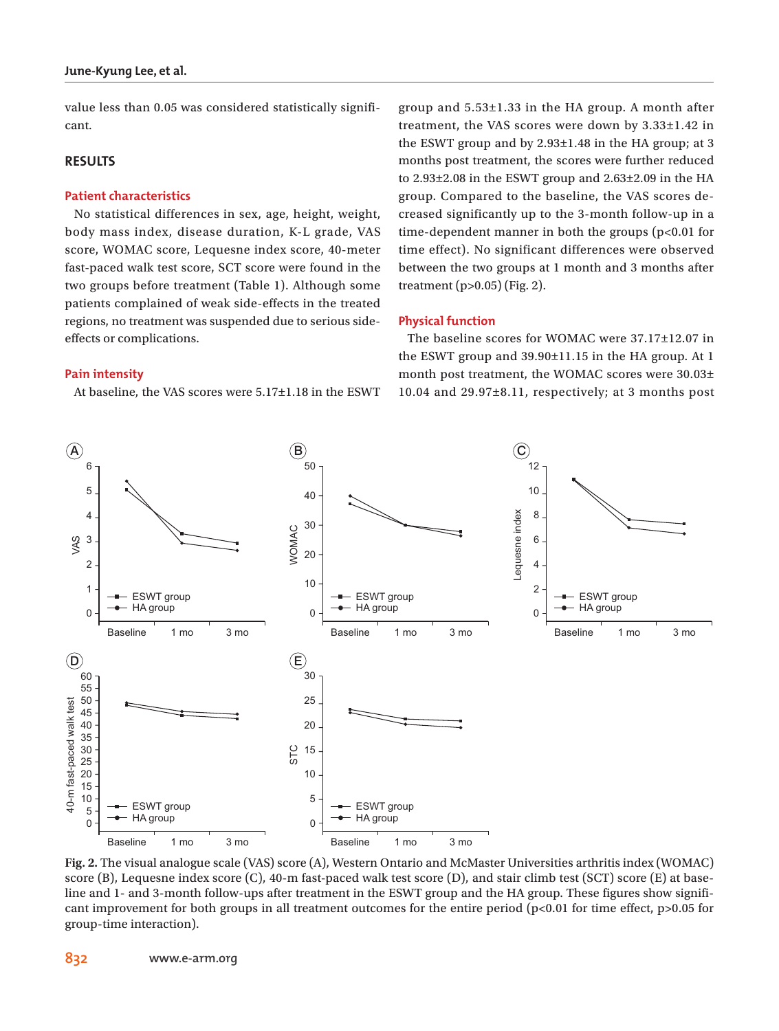value less than 0.05 was considered statistically significant.

## RESULTS

### Patient characteristics

No statistical differences in sex, age, height, weight, body mass index, disease duration, K-L grade, VAS score, WOMAC score, Lequesne index score, 40-meter fast-paced walk test score, SCT score were found in the two groups before treatment (Table 1). Although some patients complained of weak side-effects in the treated regions, no treatment was suspended due to serious side-effects or complications.

### Pain intensity

At baseline, the VAS scores were 5.17±1.18 in the ESWT group and 5.53±1.33 in the HA group. A month after treatment, the VAS scores were down by 3.33±1.42 in the ESWT group and by 2.93±1.48 in the HA group; at 3 months post treatment, the scores were further reduced to 2.93±2.08 in the ESWT group and 2.63±2.09 in the HA group. Compared to the baseline, the VAS scores decreased significantly up to the 3-month follow-up in a time-dependent manner in both the groups ($p<0.01$ for time effect). No significant differences were observed between the two groups at 1 month and 3 months after treatment ($p>0.05$) (Fig. 2).

### Physical function

The baseline scores for WOMAC were 37.17±12.07 in the ESWT group and 39.90±11.15 in the HA group. At 1 month post treatment, the WOMAC scores were 30.03±10.04 and 29.97±8.11, respectively; at 3 months post

**Fig. 2.** The visual analogue scale (VAS) score (A), Western Ontario and McMaster Universities arthritis index (WOMAC) score (B), Lequesne index score (C), 40-m fast-paced walk test score (D), and stair climb test (SCT) score (E) at baseline and 1- and 3-month follow-ups after treatment in the ESWT group and the HA group. These figures show significant improvement for both groups in all treatment outcomes for the entire period ($p<0.01$ for time effect, $p>0.05$ for group-time interaction).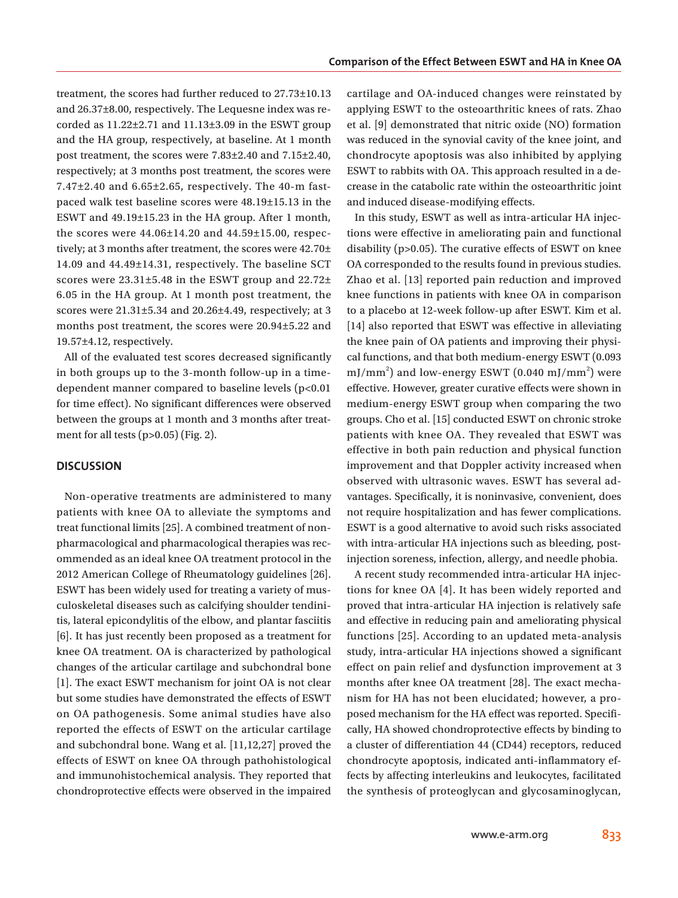treatment, the scores had further reduced to 27.73±10.13 and 26.37±8.00, respectively. The Lequesne index was recorded as 11.22±2.71 and 11.13±3.09 in the ESWT group and the HA group, respectively, at baseline. At 1 month post treatment, the scores were 7.83±2.40 and 7.15±2.40, respectively; at 3 months post treatment, the scores were 7.47±2.40 and 6.65±2.65, respectively. The 40-m fast-paced walk test baseline scores were 48.19±15.13 in the ESWT and 49.19±15.23 in the HA group. After 1 month, the scores were 44.06±14.20 and 44.59±15.00, respectively; at 3 months after treatment, the scores were 42.70±14.09 and 44.49±14.31, respectively. The baseline SCT scores were 23.31±5.48 in the ESWT group and 22.72±6.05 in the HA group. At 1 month post treatment, the scores were 21.31±5.34 and 20.26±4.49, respectively; at 3 months post treatment, the scores were 20.94±5.22 and 19.57±4.12, respectively.

All of the evaluated test scores decreased significantly in both groups up to the 3-month follow-up in a time-dependent manner compared to baseline levels ($p<0.01$ for time effect). No significant differences were observed between the groups at 1 month and 3 months after treatment for all tests ($p>0.05$) (Fig. 2).

## DISCUSSION

Non-operative treatments are administered to many patients with knee OA to alleviate the symptoms and treat functional limits [25]. A combined treatment of non-pharmacological and pharmacological therapies was recommended as an ideal knee OA treatment protocol in the 2012 American College of Rheumatology guidelines [26]. ESWT has been widely used for treating a variety of musculoskeletal diseases such as calcifying shoulder tendinitis, lateral epicondylitis of the elbow, and plantar fasciitis [6]. It has just recently been proposed as a treatment for knee OA treatment. OA is characterized by pathological changes of the articular cartilage and subchondral bone [1]. The exact ESWT mechanism for joint OA is not clear but some studies have demonstrated the effects of ESWT on OA pathogenesis. Some animal studies have also reported the effects of ESWT on the articular cartilage and subchondral bone. Wang et al. [11,12,27] proved the effects of ESWT on knee OA through pathohistological and immunohistochemical analysis. They reported that chondroprotective effects were observed in the impaired cartilage and OA-induced changes were reinstated by applying ESWT to the osteoarthritic knees of rats. Zhao et al. [9] demonstrated that nitric oxide (NO) formation was reduced in the synovial cavity of the knee joint, and chondrocyte apoptosis was also inhibited by applying ESWT to rabbits with OA. This approach resulted in a decrease in the catabolic rate within the osteoarthritic joint and induced disease-modifying effects.

In this study, ESWT as well as intra-articular HA injections were effective in ameliorating pain and functional disability ($p>0.05$). The curative effects of ESWT on knee OA corresponded to the results found in previous studies. Zhao et al. [13] reported pain reduction and improved knee functions in patients with knee OA in comparison to a placebo at 12-week follow-up after ESWT. Kim et al. [14] also reported that ESWT was effective in alleviating the knee pain of OA patients and improving their physical functions, and that both medium-energy ESWT (0.093 $mJ/mm^2$) and low-energy ESWT (0.040 $mJ/mm^2$) were effective. However, greater curative effects were shown in medium-energy ESWT group when comparing the two groups. Cho et al. [15] conducted ESWT on chronic stroke patients with knee OA. They revealed that ESWT was effective in both pain reduction and physical function improvement and that Doppler activity increased when observed with ultrasonic waves. ESWT has several advantages. Specifically, it is noninvasive, convenient, does not require hospitalization and has fewer complications. ESWT is a good alternative to avoid such risks associated with intra-articular HA injections such as bleeding, post-injection soreness, infection, allergy, and needle phobia.

A recent study recommended intra-articular HA injections for knee OA [4]. It has been widely reported and proved that intra-articular HA injection is relatively safe and effective in reducing pain and ameliorating physical functions [25]. According to an updated meta-analysis study, intra-articular HA injections showed a significant effect on pain relief and dysfunction improvement at 3 months after knee OA treatment [28]. The exact mechanism for HA has not been elucidated; however, a proposed mechanism for the HA effect was reported. Specifically, HA showed chondroprotective effects by binding to a cluster of differentiation 44 (CD44) receptors, reduced chondrocyte apoptosis, indicated anti-inflammatory effects by affecting interleukins and leukocytes, facilitated the synthesis of proteoglycan and glycosaminoglycan,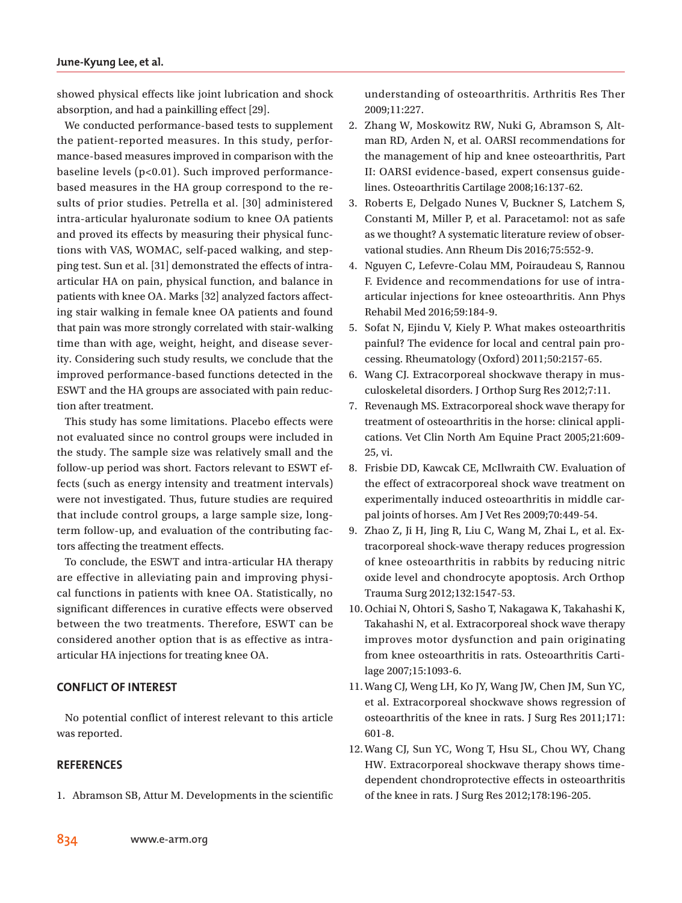showed physical effects like joint lubrication and shock absorption, and had a painkilling effect [29].

We conducted performance-based tests to supplement the patient-reported measures. In this study, performance-based measures improved in comparison with the baseline levels ($p<0.01$). Such improved performance-based measures in the HA group correspond to the results of prior studies. Petrella et al. [30] administered intra-articular hyaluronate sodium to knee OA patients and proved its effects by measuring their physical functions with VAS, WOMAC, self-paced walking, and stepping test. Sun et al. [31] demonstrated the effects of intra-articular HA on pain, physical function, and balance in patients with knee OA. Marks [32] analyzed factors affecting stair walking in female knee OA patients and found that pain was more strongly correlated with stair-walking time than with age, weight, height, and disease severity. Considering such study results, we conclude that the improved performance-based functions detected in the ESWT and the HA groups are associated with pain reduction after treatment.

This study has some limitations. Placebo effects were not evaluated since no control groups were included in the study. The sample size was relatively small and the follow-up period was short. Factors relevant to ESWT effects (such as energy intensity and treatment intervals) were not investigated. Thus, future studies are required that include control groups, a large sample size, long-term follow-up, and evaluation of the contributing factors affecting the treatment effects.

To conclude, the ESWT and intra-articular HA therapy are effective in alleviating pain and improving physical functions in patients with knee OA. Statistically, no significant differences in curative effects were observed between the two treatments. Therefore, ESWT can be considered another option that is as effective as intra-articular HA injections for treating knee OA.

## CONFLICT OF INTEREST

No potential conflict of interest relevant to this article was reported.

## REFERENCES

1. Abramson SB, Attur M. Developments in the scientific understanding of osteoarthritis. Arthritis Res Ther 2009;11:227.
2. Zhang W, Moskowitz RW, Nuki G, Abramson S, Altman RD, Arden N, et al. OARSI recommendations for the management of hip and knee osteoarthritis, Part II: OARSI evidence-based, expert consensus guidelines. Osteoarthritis Cartilage 2008;16:137-62.
3. Roberts E, Delgado Nunes V, Buckner S, Latchem S, Constanti M, Miller P, et al. Paracetamol: not as safe as we thought? A systematic literature review of observational studies. Ann Rheum Dis 2016;75:552-9.
4. Nguyen C, Lefevre-Colau MM, Poiraudeau S, Rannou F. Evidence and recommendations for use of intra-articular injections for knee osteoarthritis. Ann Phys Rehabil Med 2016;59:184-9.
5. Sofat N, Ejindu V, Kiely P. What makes osteoarthritis painful? The evidence for local and central pain processing. Rheumatology (Oxford) 2011;50:2157-65.
6. Wang CJ. Extracorporeal shockwave therapy in musculoskeletal disorders. J Orthop Surg Res 2012;7:11.
7. Revenaugh MS. Extracorporeal shock wave therapy for treatment of osteoarthritis in the horse: clinical applications. Vet Clin North Am Equine Pract 2005;21:609-25, vi.
8. Frisbie DD, Kawcak CE, McIlwraith CW. Evaluation of the effect of extracorporeal shock wave treatment on experimentally induced osteoarthritis in middle carpal joints of horses. Am J Vet Res 2009;70:449-54.
9. Zhao Z, Ji H, Jing R, Liu C, Wang M, Zhai L, et al. Extracorporeal shock-wave therapy reduces progression of knee osteoarthritis in rabbits by reducing nitric oxide level and chondrocyte apoptosis. Arch Orthop Trauma Surg 2012;132:1547-53.
10. Ochiai N, Ohtori S, Sasho T, Nakagawa K, Takahashi K, Takahashi N, et al. Extracorporeal shock wave therapy improves motor dysfunction and pain originating from knee osteoarthritis in rats. Osteoarthritis Cartilage 2007;15:1093-6.
11. Wang CJ, Weng LH, Ko JY, Wang JW, Chen JM, Sun YC, et al. Extracorporeal shockwave shows regression of osteoarthritis of the knee in rats. J Surg Res 2011;171:601-8.
12. Wang CJ, Sun YC, Wong T, Hsu SL, Chou WY, Chang HW. Extracorporeal shockwave therapy shows time-dependent chondroprotective effects in osteoarthritis of the knee in rats. J Surg Res 2012;178:196-205.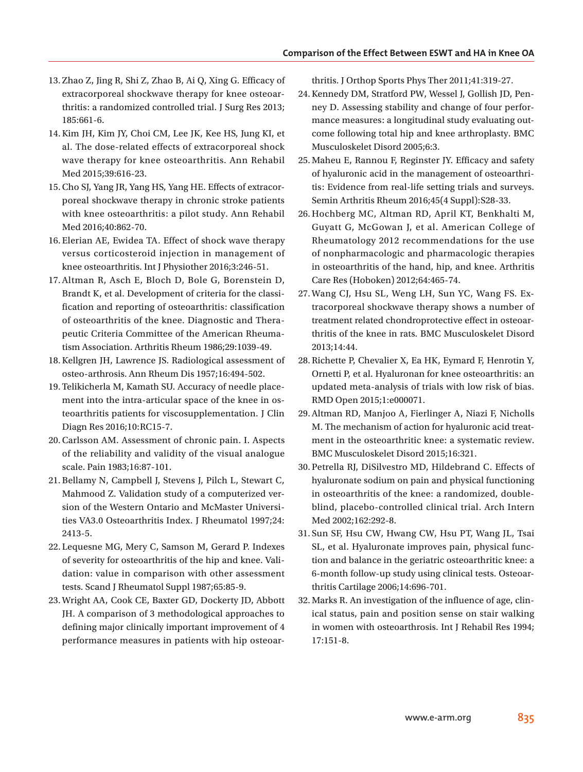13. Zhao Z, Jing R, Shi Z, Zhao B, Ai Q, Xing G. Efficacy of extracorporeal shockwave therapy for knee osteoarthritis: a randomized controlled trial. J Surg Res 2013; 185:661-6.
14. Kim JH, Kim JY, Choi CM, Lee JK, Kee HS, Jung KI, et al. The dose-related effects of extracorporeal shock wave therapy for knee osteoarthritis. Ann Rehabil Med 2015;39:616-23.
15. Cho SJ, Yang JR, Yang HS, Yang HE. Effects of extracorporeal shockwave therapy in chronic stroke patients with knee osteoarthritis: a pilot study. Ann Rehabil Med 2016;40:862-70.
16. Elerian AE, Ewidea TA. Effect of shock wave therapy versus corticosteroid injection in management of knee osteoarthritis. Int J Physiother 2016;3:246-51.
17. Altman R, Asch E, Bloch D, Bole G, Borenstein D, Brandt K, et al. Development of criteria for the classification and reporting of osteoarthritis: classification of osteoarthritis of the knee. Diagnostic and Therapeutic Criteria Committee of the American Rheumatism Association. Arthritis Rheum 1986;29:1039-49.
18. Kellgren JH, Lawrence JS. Radiological assessment of osteo-arthrosis. Ann Rheum Dis 1957;16:494-502.
19. Telikicherla M, Kamath SU. Accuracy of needle placement into the intra-articular space of the knee in osteoarthritis patients for viscosupplementation. J Clin Diagn Res 2016;10:RC15-7.
20. Carlsson AM. Assessment of chronic pain. I. Aspects of the reliability and validity of the visual analogue scale. Pain 1983;16:87-101.
21. Bellamy N, Campbell J, Stevens J, Pilch L, Stewart C, Mahmood Z. Validation study of a computerized version of the Western Ontario and McMaster Universities VA3.0 Osteoarthritis Index. J Rheumatol 1997;24: 2413-5.
22. Lequesne MG, Mery C, Samson M, Gerard P. Indexes of severity for osteoarthritis of the hip and knee. Validation: value in comparison with other assessment tests. Scand J Rheumatol Suppl 1987;65:85-9.
23. Wright AA, Cook CE, Baxter GD, Dockerty JD, Abbott JH. A comparison of 3 methodological approaches to defining major clinically important improvement of 4 performance measures in patients with hip osteoarthritis. J Orthop Sports Phys Ther 2011;41:319-27.
24. Kennedy DM, Stratford PW, Wessel J, Gollish JD, Penney D. Assessing stability and change of four performance measures: a longitudinal study evaluating outcome following total hip and knee arthroplasty. BMC Musculoskelet Disord 2005;6:3.
25. Maheu E, Rannou F, Reginster JY. Efficacy and safety of hyaluronic acid in the management of osteoarthritis: Evidence from real-life setting trials and surveys. Semin Arthritis Rheum 2016;45(4 Suppl):S28-33.
26. Hochberg MC, Altman RD, April KT, Benkhalti M, Guyatt G, McGowan J, et al. American College of Rheumatology 2012 recommendations for the use of nonpharmacologic and pharmacologic therapies in osteoarthritis of the hand, hip, and knee. Arthritis Care Res (Hoboken) 2012;64:465-74.
27. Wang CJ, Hsu SL, Weng LH, Sun YC, Wang FS. Extracorporeal shockwave therapy shows a number of treatment related chondroprotective effect in osteoarthritis of the knee in rats. BMC Musculoskelet Disord 2013;14:44.
28. Richette P, Chevalier X, Ea HK, Eymard F, Henrotin Y, Ornetti P, et al. Hyaluronan for knee osteoarthritis: an updated meta-analysis of trials with low risk of bias. RMD Open 2015;1:e000071.
29. Altman RD, Manjoo A, Fierlinger A, Niazi F, Nicholls M. The mechanism of action for hyaluronic acid treatment in the osteoarthritic knee: a systematic review. BMC Musculoskelet Disord 2015;16:321.
30. Petrella RJ, DiSilvestro MD, Hildebrand C. Effects of hyaluronate sodium on pain and physical functioning in osteoarthritis of the knee: a randomized, double-blind, placebo-controlled clinical trial. Arch Intern Med 2002;162:292-8.
31. Sun SF, Hsu CW, Hwang CW, Hsu PT, Wang JL, Tsai SL, et al. Hyaluronate improves pain, physical function and balance in the geriatric osteoarthritic knee: a 6-month follow-up study using clinical tests. Osteoarthritis Cartilage 2006;14:696-701.
32. Marks R. An investigation of the influence of age, clinical status, pain and position sense on stair walking in women with osteoarthrosis. Int J Rehabil Res 1994; 17:151-8.